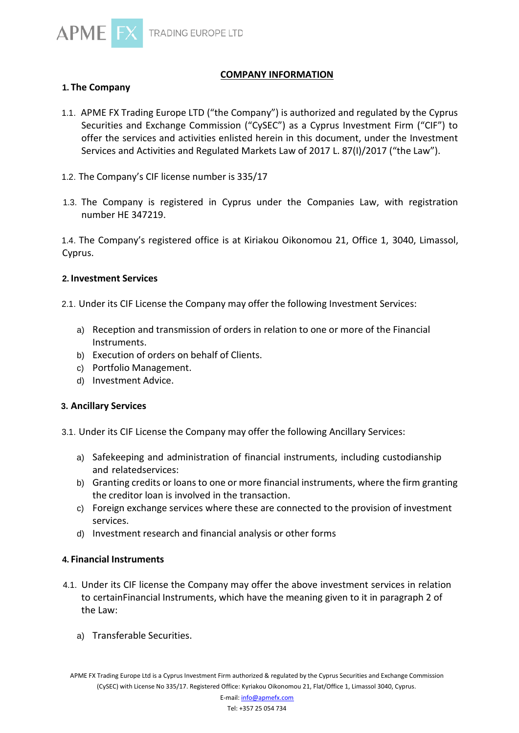## COMPANY INFORMATION

### 1. The Company

1.1. APME FX Trading Europe LTD ("the Company") is authorized and regulated by the Cyprus Securities and Exchange Commission ("CySEC") as a Cyprus Investment Firm ("CIF") to offer the services and activities enlisted herein in this document, under the Investment Services and Activities and Regulated Markets Law of 2017 L. 87(I)/2017 ("the Law").

1.2. The Company's CIF license number is 335/17

1.3. The Company is registered in Cyprus under the Companies Law, with registration number HE 347219.

1.4. The Company's registered office is at Kiriakou Oikonomou 21, Office 1, 3040, Limassol, Cyprus.

### 2. Investment Services

2.1. Under its CIF License the Company may offer the following Investment Services:

a) Reception and transmission of orders in relation to one or more of the Financial Instruments.
b) Execution of orders on behalf of Clients.
c) Portfolio Management.
d) Investment Advice.

### 3. Ancillary Services

3.1. Under its CIF License the Company may offer the following Ancillary Services:

a) Safekeeping and administration of financial instruments, including custodianship and relatedservices:
b) Granting credits or loans to one or more financial instruments, where the firm granting the creditor loan is involved in the transaction.
c) Foreign exchange services where these are connected to the provision of investment services.
d) Investment research and financial analysis or other forms

### 4. Financial Instruments

4.1. Under its CIF license the Company may offer the above investment services in relation to certainFinancial Instruments, which have the meaning given to it in paragraph 2 of the Law:

a) Transferable Securities.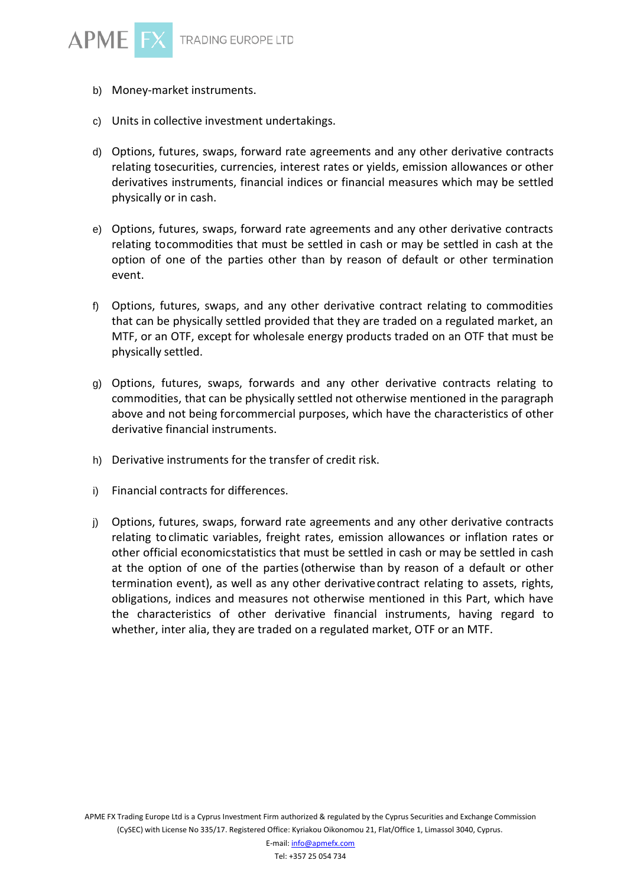b) Money-market instruments.

c) Units in collective investment undertakings.

d) Options, futures, swaps, forward rate agreements and any other derivative contracts relating tosecurities, currencies, interest rates or yields, emission allowances or other derivatives instruments, financial indices or financial measures which may be settled physically or in cash.

e) Options, futures, swaps, forward rate agreements and any other derivative contracts relating tocommodities that must be settled in cash or may be settled in cash at the option of one of the parties other than by reason of default or other termination event.

f) Options, futures, swaps, and any other derivative contract relating to commodities that can be physically settled provided that they are traded on a regulated market, an MTF, or an OTF, except for wholesale energy products traded on an OTF that must be physically settled.

g) Options, futures, swaps, forwards and any other derivative contracts relating to commodities, that can be physically settled not otherwise mentioned in the paragraph above and not being forcommercial purposes, which have the characteristics of other derivative financial instruments.

h) Derivative instruments for the transfer of credit risk.

i) Financial contracts for differences.

j) Options, futures, swaps, forward rate agreements and any other derivative contracts relating to climatic variables, freight rates, emission allowances or inflation rates or other official economicstatistics that must be settled in cash or may be settled in cash at the option of one of the parties (otherwise than by reason of a default or other termination event), as well as any other derivative contract relating to assets, rights, obligations, indices and measures not otherwise mentioned in this Part, which have the characteristics of other derivative financial instruments, having regard to whether, inter alia, they are traded on a regulated market, OTF or an MTF.